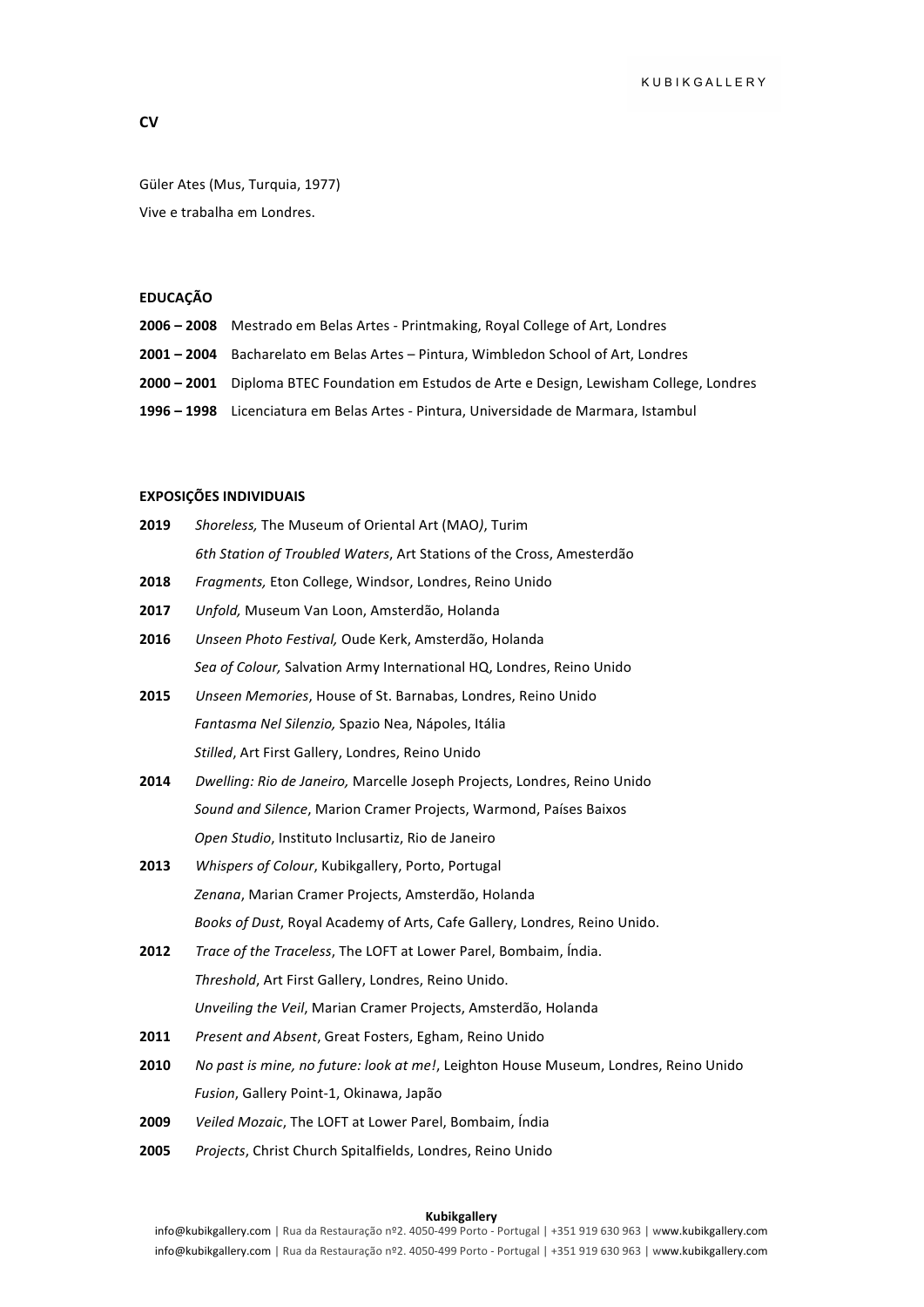# CV

Güler Ates (Mus, Turquia, 1977)

Vive e trabalha em Londres.

## EDUCAÇÃO

**2006 – 2008** Mestrado em Belas Artes - Printmaking, Royal College of Art, Londres

**2001 – 2004** Bacharelato em Belas Artes – Pintura, Wimbledon School of Art, Londres

**2000 – 2001** Diploma BTEC Foundation em Estudos de Arte e Design, Lewisham College, Londres

**1996 – 1998** Licenciatura em Belas Artes - Pintura, Universidade de Marmara, Istambul

## EXPOSIÇÕES INDIVIDUAIS

**2019** *Shoreless,* The Museum of Oriental Art (MAO*)*, Turim

*6th Station of Troubled Waters*, Art Stations of the Cross, Amesterdão

**2018** *Fragments,* Eton College, Windsor, Londres, Reino Unido

**2017** *Unfold,* Museum Van Loon, Amsterdão, Holanda

**2016** *Unseen Photo Festival,* Oude Kerk, Amsterdão, Holanda

*Sea of Colour,* Salvation Army International HQ, Londres, Reino Unido

**2015** *Unseen Memories*, House of St. Barnabas, Londres, Reino Unido

*Fantasma Nel Silenzio,* Spazio Nea, Nápoles, Itália

*Stilled*, Art First Gallery, Londres, Reino Unido

**2014** *Dwelling: Rio de Janeiro,* Marcelle Joseph Projects, Londres, Reino Unido

*Sound and Silence*, Marion Cramer Projects, Warmond, Países Baixos

*Open Studio*, Instituto Inclusartiz, Rio de Janeiro

**2013** *Whispers of Colour*, Kubikgallery, Porto, Portugal

*Zenana*, Marian Cramer Projects, Amsterdão, Holanda

*Books of Dust*, Royal Academy of Arts, Cafe Gallery, Londres, Reino Unido.

**2012** *Trace of the Traceless*, The LOFT at Lower Parel, Bombaim, Índia.

*Threshold*, Art First Gallery, Londres, Reino Unido.

*Unveiling the Veil*, Marian Cramer Projects, Amsterdão, Holanda

**2011** *Present and Absent*, Great Fosters, Egham, Reino Unido

**2010** *No past is mine, no future: look at me!*, Leighton House Museum, Londres, Reino Unido

*Fusion*, Gallery Point-1, Okinawa, Japão

**2009** *Veiled Mozaic*, The LOFT at Lower Parel, Bombaim, Índia

**2005** *Projects*, Christ Church Spitalfields, Londres, Reino Unido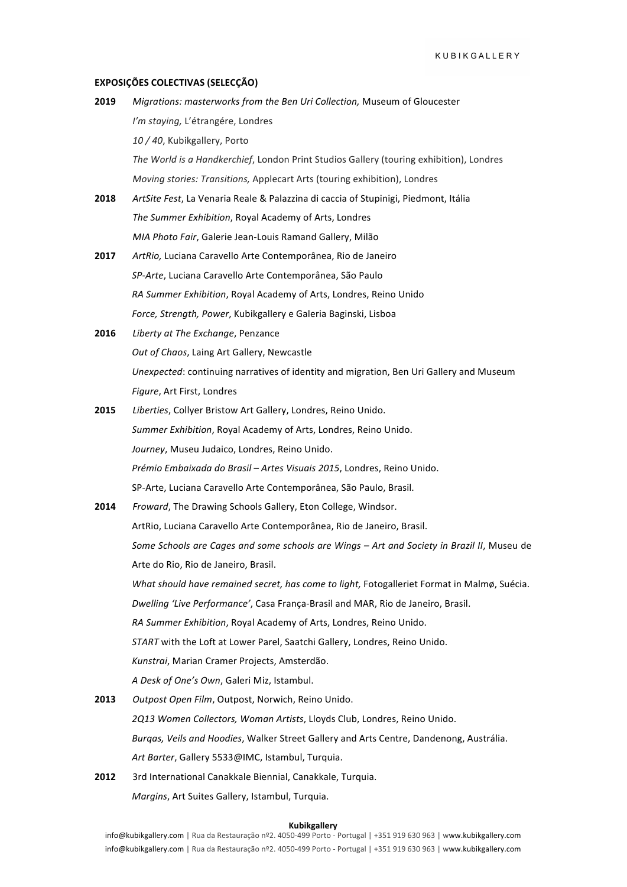**EXPOSIÇÕES COLECTIVAS (SELECÇÃO)**

**2019** *Migrations: masterworks from the Ben Uri Collection,* Museum of Gloucester

*I'm staying,* L'étrangére, Londres

*10 / 40*, Kubikgallery, Porto

*The World is a Handkerchief*, London Print Studios Gallery (touring exhibition), Londres

*Moving stories: Transitions,* Applecart Arts (touring exhibition), Londres

**2018** *ArtSite Fest*, La Venaria Reale & Palazzina di caccia of Stupinigi, Piedmont, Itália

*The Summer Exhibition*, Royal Academy of Arts, Londres

*MIA Photo Fair*, Galerie Jean-Louis Ramand Gallery, Milão

**2017** *ArtRio,* Luciana Caravello Arte Contemporânea, Rio de Janeiro

*SP-Arte*, Luciana Caravello Arte Contemporânea, São Paulo

*RA Summer Exhibition*, Royal Academy of Arts, Londres, Reino Unido

*Force, Strength, Power*, Kubikgallery e Galeria Baginski, Lisboa

**2016** *Liberty at The Exchange*, Penzance

*Out of Chaos*, Laing Art Gallery, Newcastle

*Unexpected*: continuing narratives of identity and migration, Ben Uri Gallery and Museum

*Figure*, Art First, Londres

**2015** *Liberties*, Collyer Bristow Art Gallery, Londres, Reino Unido.

*Summer Exhibition*, Royal Academy of Arts, Londres, Reino Unido.

*Journey*, Museu Judaico, Londres, Reino Unido.

*Prémio Embaixada do Brasil – Artes Visuais 2015*, Londres, Reino Unido.

SP-Arte, Luciana Caravello Arte Contemporânea, São Paulo, Brasil.

**2014** *Froward*, The Drawing Schools Gallery, Eton College, Windsor.

ArtRio, Luciana Caravello Arte Contemporânea, Rio de Janeiro, Brasil.

*Some Schools are Cages and some schools are Wings – Art and Society in Brazil II*, Museu de Arte do Rio, Rio de Janeiro, Brasil.

*What should have remained secret, has come to light,* Fotogalleriet Format in Malmø, Suécia.

*Dwelling 'Live Performance'*, Casa França-Brasil and MAR, Rio de Janeiro, Brasil.

*RA Summer Exhibition*, Royal Academy of Arts, Londres, Reino Unido.

*START* with the Loft at Lower Parel, Saatchi Gallery, Londres, Reino Unido.

*Kunstrai*, Marian Cramer Projects, Amsterdão.

*A Desk of One's Own*, Galeri Miz, Istambul.

**2013** *Outpost Open Film*, Outpost, Norwich, Reino Unido.

*2Q13 Women Collectors, Woman Artists*, Lloyds Club, Londres, Reino Unido.

*Burqas, Veils and Hoodies*, Walker Street Gallery and Arts Centre, Dandenong, Austrália.

*Art Barter*, Gallery 5533@IMC, Istambul, Turquia.

**2012** 3rd International Canakkale Biennial, Canakkale, Turquia.

*Margins*, Art Suites Gallery, Istambul, Turquia.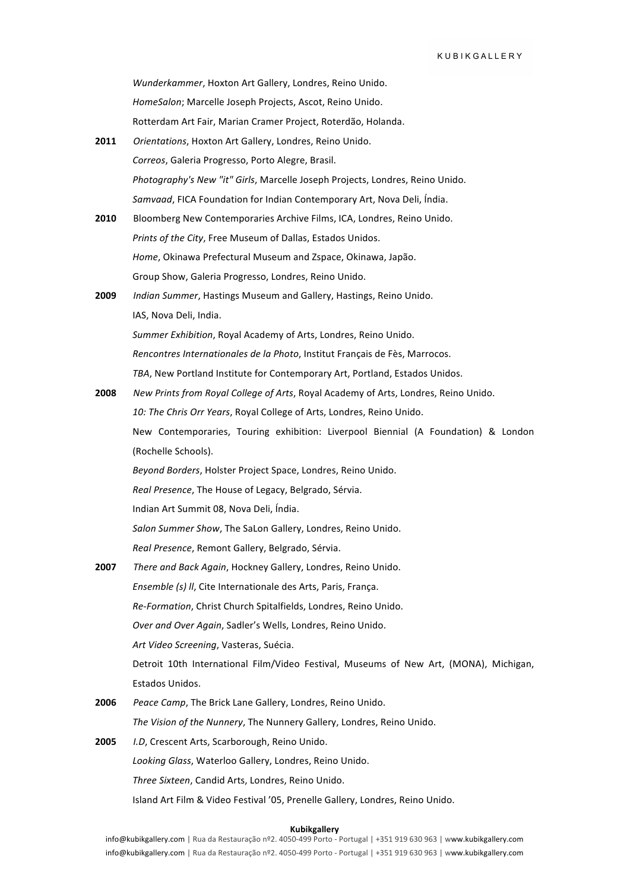*Wunderkammer*, Hoxton Art Gallery, Londres, Reino Unido.

*HomeSalon*; Marcelle Joseph Projects, Ascot, Reino Unido.

Rotterdam Art Fair, Marian Cramer Project, Roterdão, Holanda.

**2011** *Orientations*, Hoxton Art Gallery, Londres, Reino Unido.

*Correos*, Galeria Progresso, Porto Alegre, Brasil.

*Photography's New "it" Girls*, Marcelle Joseph Projects, Londres, Reino Unido.

*Samvaad*, FICA Foundation for Indian Contemporary Art, Nova Deli, Índia.

**2010** Bloomberg New Contemporaries Archive Films, ICA, Londres, Reino Unido.

*Prints of the City*, Free Museum of Dallas, Estados Unidos.

*Home*, Okinawa Prefectural Museum and Zspace, Okinawa, Japão.

Group Show, Galeria Progresso, Londres, Reino Unido.

**2009** *Indian Summer*, Hastings Museum and Gallery, Hastings, Reino Unido.

IAS, Nova Deli, India.

*Summer Exhibition*, Royal Academy of Arts, Londres, Reino Unido.

*Rencontres Internationales de la Photo*, Institut Français de Fès, Marrocos.

*TBA*, New Portland Institute for Contemporary Art, Portland, Estados Unidos.

**2008** *New Prints from Royal College of Arts*, Royal Academy of Arts, Londres, Reino Unido.

*10: The Chris Orr Years*, Royal College of Arts, Londres, Reino Unido.

New Contemporaries, Touring exhibition: Liverpool Biennial (A Foundation) & London (Rochelle Schools).

*Beyond Borders*, Holster Project Space, Londres, Reino Unido.

*Real Presence*, The House of Legacy, Belgrado, Sérvia.

Indian Art Summit 08, Nova Deli, Índia.

*Salon Summer Show*, The SaLon Gallery, Londres, Reino Unido.

*Real Presence*, Remont Gallery, Belgrado, Sérvia.

**2007** *There and Back Again*, Hockney Gallery, Londres, Reino Unido.

*Ensemble (s) ll*, Cite Internationale des Arts, Paris, França.

*Re-Formation*, Christ Church Spitalfields, Londres, Reino Unido.

*Over and Over Again*, Sadler's Wells, Londres, Reino Unido.

*Art Video Screening*, Vasteras, Suécia.

Detroit 10th International Film/Video Festival, Museums of New Art, (MONA), Michigan, Estados Unidos.

**2006** *Peace Camp*, The Brick Lane Gallery, Londres, Reino Unido.

*The Vision of the Nunnery*, The Nunnery Gallery, Londres, Reino Unido.

**2005** *I.D*, Crescent Arts, Scarborough, Reino Unido.

*Looking Glass*, Waterloo Gallery, Londres, Reino Unido.

*Three Sixteen*, Candid Arts, Londres, Reino Unido.

Island Art Film & Video Festival '05, Prenelle Gallery, Londres, Reino Unido.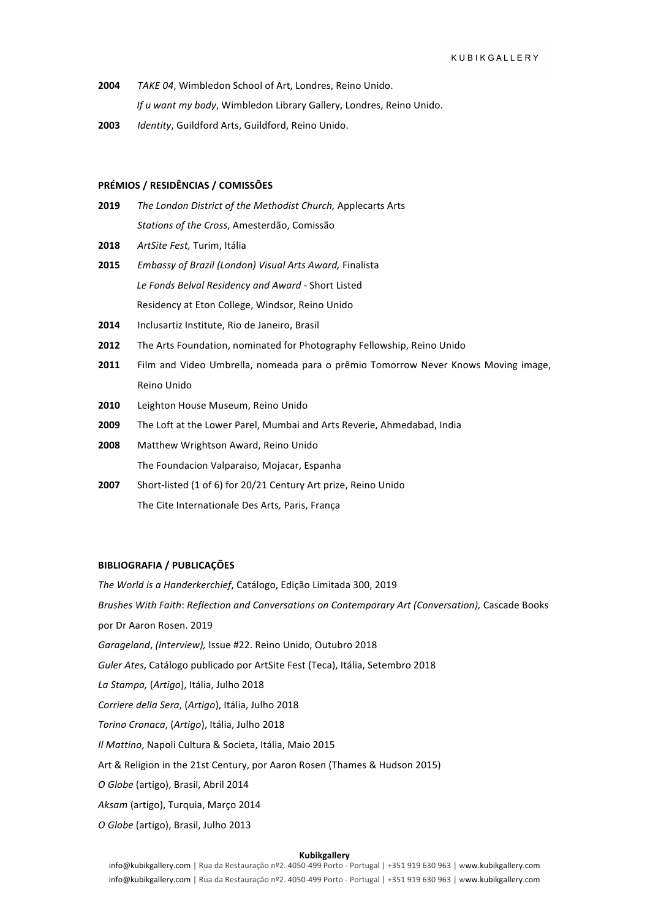**2004** *TAKE 04*, Wimbledon School of Art, Londres, Reino Unido.

*If u want my body*, Wimbledon Library Gallery, Londres, Reino Unido.

**2003** *Identity*, Guildford Arts, Guildford, Reino Unido.

**PRÉMIOS / RESIDÊNCIAS / COMISSÕES**

**2019** *The London District of the Methodist Church,* Applecarts Arts

*Stations of the Cross*, Amesterdão, Comissão

**2018** *ArtSite Fest,* Turim, Itália

**2015** *Embassy of Brazil (London) Visual Arts Award,* Finalista

*Le Fonds Belval Residency and Award* - Short Listed

Residency at Eton College, Windsor, Reino Unido

**2014** Inclusartiz Institute, Rio de Janeiro, Brasil

**2012** The Arts Foundation, nominated for Photography Fellowship, Reino Unido

**2011** Film and Video Umbrella, nomeada para o prêmio Tomorrow Never Knows Moving image, Reino Unido

**2010** Leighton House Museum, Reino Unido

**2009** The Loft at the Lower Parel, Mumbai and Arts Reverie, Ahmedabad, India

**2008** Matthew Wrightson Award, Reino Unido

The Foundacion Valparaiso, Mojacar, Espanha

**2007** Short-listed (1 of 6) for 20/21 Century Art prize, Reino Unido

The Cite Internationale Des Arts*,* Paris, França

**BIBLIOGRAFIA / PUBLICAÇÕES**

*The World is a Handerkerchief*, Catálogo, Edição Limitada 300, 2019

*Brushes With Faith*: *Reflection and Conversations on Contemporary Art (Conversation),* Cascade Books por Dr Aaron Rosen. 2019

*Garageland*, *(Interview),* Issue #22. Reino Unido, Outubro 2018

*Guler Ates*, Catálogo publicado por ArtSite Fest (Teca), Itália, Setembro 2018

*La Stampa,* (*Artigo*), Itália, Julho 2018

*Corriere della Sera*, (*Artigo*), Itália, Julho 2018

*Torino Cronaca*, (*Artigo*), Itália, Julho 2018

*Il Mattino*, Napoli Cultura & Societa, Itália, Maio 2015

Art & Religion in the 21st Century, por Aaron Rosen (Thames & Hudson 2015)

*O Globe* (artigo), Brasil, Abril 2014

*Aksam* (artigo), Turquia, Março 2014

*O Globe* (artigo), Brasil, Julho 2013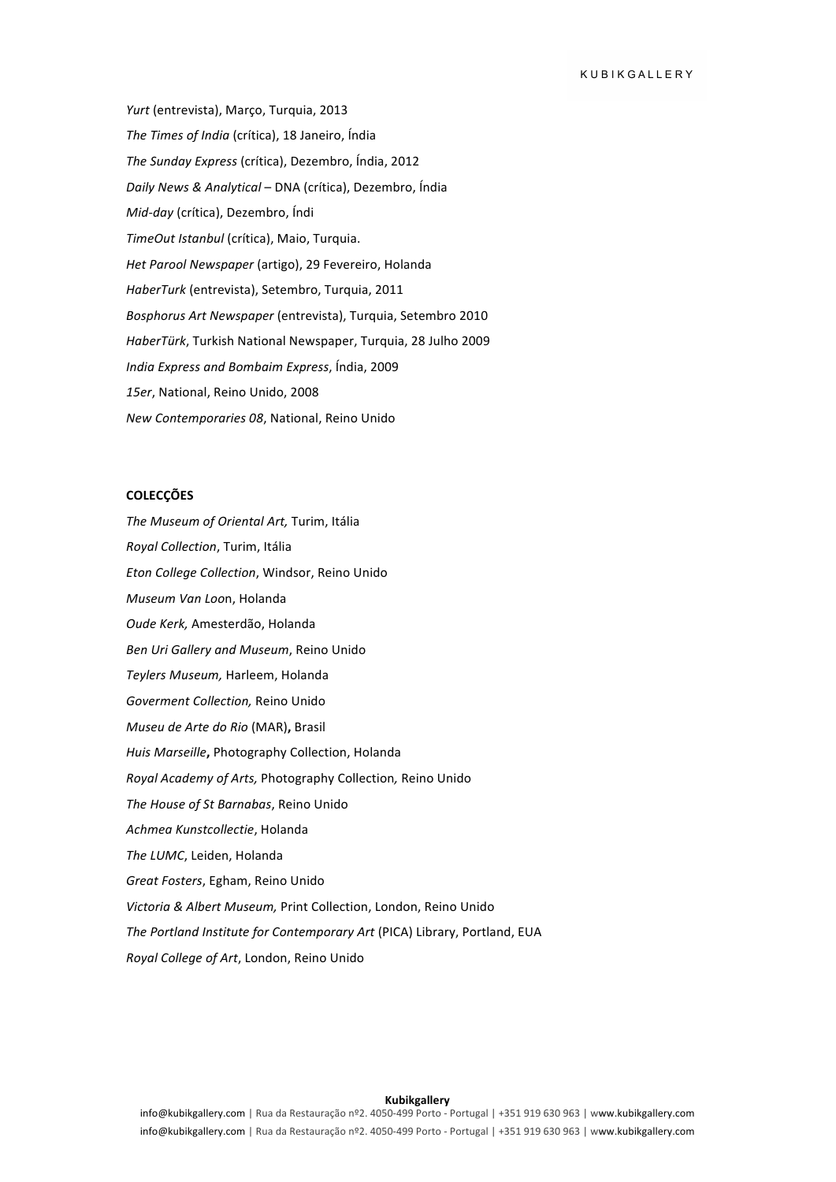*Yurt* (entrevista), Março, Turquia, 2013

*The Times of India* (crítica), 18 Janeiro, Índia

*The Sunday Express* (crítica), Dezembro, Índia, 2012

*Daily News & Analytical* – DNA (crítica), Dezembro, Índia

*Mid-day* (crítica), Dezembro, Índi

*TimeOut Istanbul* (crítica), Maio, Turquia.

*Het Parool Newspaper* (artigo), 29 Fevereiro, Holanda

*HaberTurk* (entrevista), Setembro, Turquia, 2011

*Bosphorus Art Newspaper* (entrevista), Turquia, Setembro 2010

*HaberTürk*, Turkish National Newspaper, Turquia, 28 Julho 2009

*India Express and Bombaim Express*, Índia, 2009

*15er*, National, Reino Unido, 2008

*New Contemporaries 08*, National, Reino Unido

**COLECÇÕES**

*The Museum of Oriental Art,* Turim, Itália

*Royal Collection*, Turim, Itália

*Eton College Collection*, Windsor, Reino Unido

*Museum Van Loo*n, Holanda

*Oude Kerk,* Amesterdão, Holanda

*Ben Uri Gallery and Museum*, Reino Unido

*Teylers Museum,* Harleem, Holanda

*Goverment Collection,* Reino Unido

*Museu de Arte do Rio* (MAR)**,** Brasil

*Huis Marseille***,** Photography Collection, Holanda

*Royal Academy of Arts,* Photography Collection*,* Reino Unido

*The House of St Barnabas*, Reino Unido

*Achmea Kunstcollectie*, Holanda

*The LUMC*, Leiden, Holanda

*Great Fosters*, Egham, Reino Unido

*Victoria & Albert Museum,* Print Collection, London, Reino Unido

*The Portland Institute for Contemporary Art* (PICA) Library, Portland, EUA

*Royal College of Art*, London, Reino Unido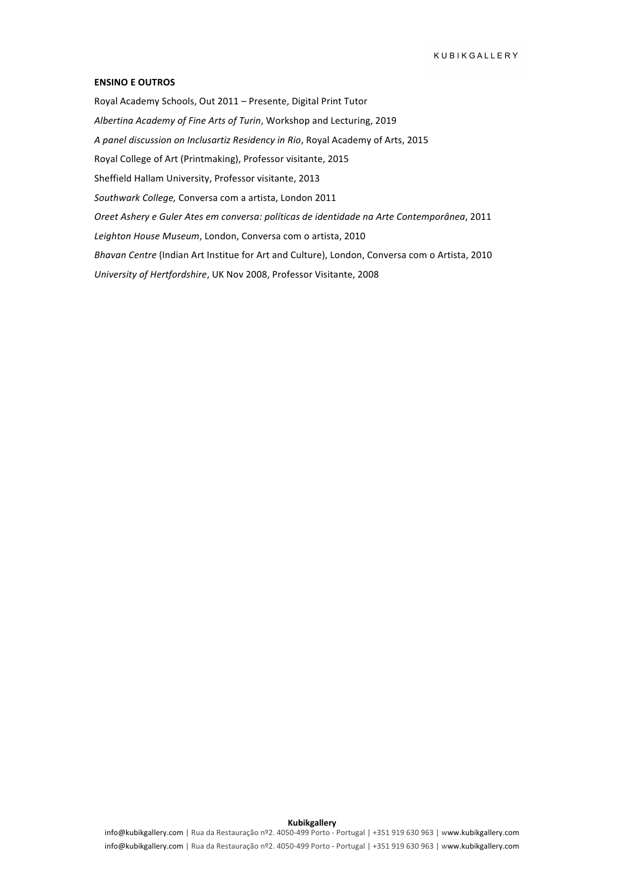**ENSINO E OUTROS**

Royal Academy Schools, Out 2011 – Presente, Digital Print Tutor

*Albertina Academy of Fine Arts of Turin*, Workshop and Lecturing, 2019

*A panel discussion on Inclusartiz Residency in Rio*, Royal Academy of Arts, 2015

Royal College of Art (Printmaking), Professor visitante, 2015

Sheffield Hallam University, Professor visitante, 2013

*Southwark College,* Conversa com a artista, London 2011

*Oreet Ashery e Guler Ates em conversa: políticas de identidade na Arte Contemporânea*, 2011

*Leighton House Museum*, London, Conversa com o artista, 2010

*Bhavan Centre* (Indian Art Institue for Art and Culture), London, Conversa com o Artista, 2010

*University of Hertfordshire*, UK Nov 2008, Professor Visitante, 2008